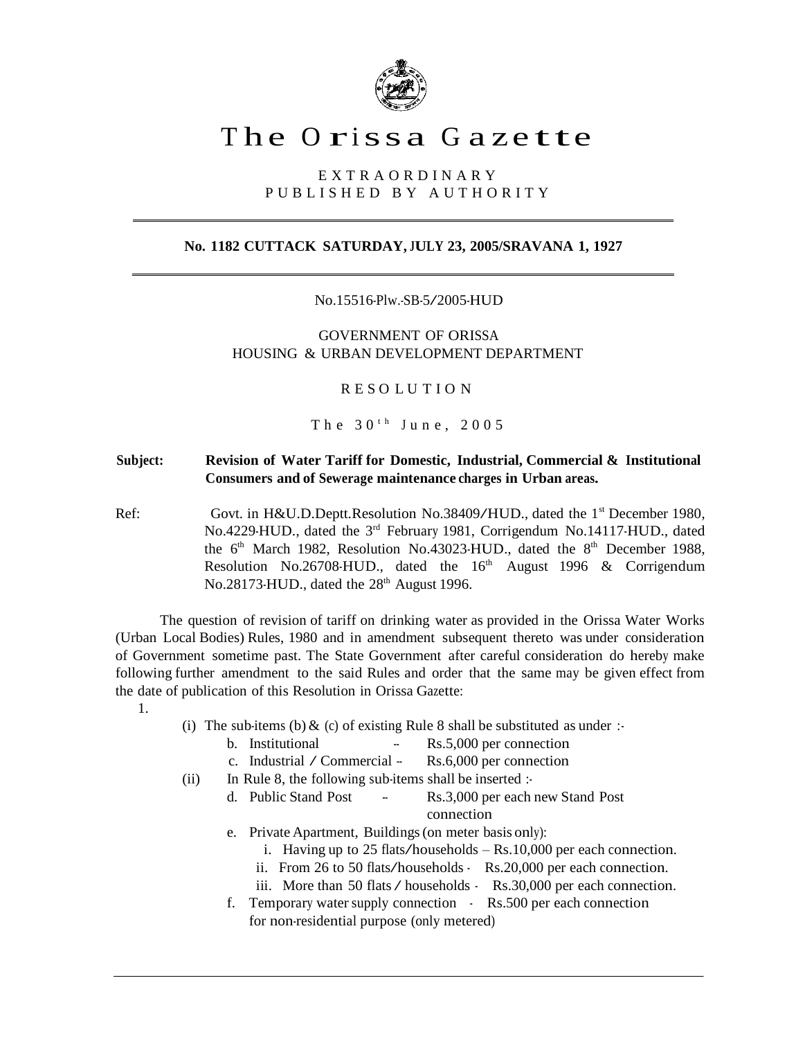# The Orissa Gazette

EXTRAORDINARY
PUBLISHED BY AUTHORITY

---

**No. 1182 CUTTACK SATURDAY, JULY 23, 2005/SRAVANA 1, 1927**

---

No.15516-Plw.-SB-5/2005-HUD

GOVERNMENT OF ORISSA
HOUSING & URBAN DEVELOPMENT DEPARTMENT

RESOLUTION

The 30th June, 2005

**Subject: Revision of Water Tariff for Domestic, Industrial, Commercial & Institutional Consumers and of Sewerage maintenance charges in Urban areas.**

Ref: Govt. in H&U.D.Deptt.Resolution No.38409/HUD., dated the 1st December 1980, No.4229-HUD., dated the 3rd February 1981, Corrigendum No.14117-HUD., dated the 6th March 1982, Resolution No.43023-HUD., dated the 8th December 1988, Resolution No.26708-HUD., dated the 16th August 1996 & Corrigendum No.28173-HUD., dated the 28th August 1996.

The question of revision of tariff on drinking water as provided in the Orissa Water Works (Urban Local Bodies) Rules, 1980 and in amendment subsequent thereto was under consideration of Government sometime past. The State Government after careful consideration do hereby make following further amendment to the said Rules and order that the same may be given effect from the date of publication of this Resolution in Orissa Gazette:

1.

(i) The sub-items (b) & (c) of existing Rule 8 shall be substituted as under :-

b. Institutional -- Rs.5,000 per connection

c. Industrial / Commercial -- Rs.6,000 per connection

(ii) In Rule 8, the following sub-items shall be inserted :-

d. Public Stand Post -- Rs.3,000 per each new Stand Post connection

e. Private Apartment, Buildings (on meter basis only):

i. Having up to 25 flats/households – Rs.10,000 per each connection.

ii. From 26 to 50 flats/households - Rs.20,000 per each connection.

iii. More than 50 flats / households - Rs.30,000 per each connection.

f. Temporary water supply connection - Rs.500 per each connection for non-residential purpose (only metered)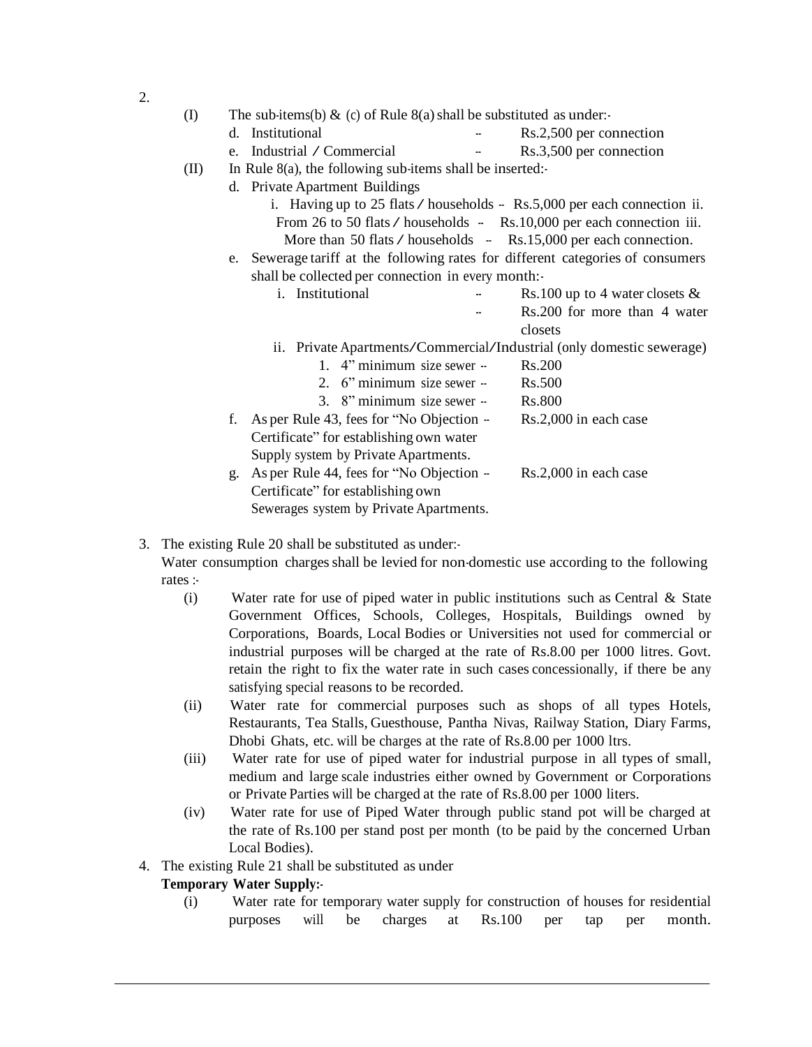2.

(I) The sub-items(b) & (c) of Rule 8(a) shall be substituted as under:-

d. Institutional -- Rs.2,500 per connection

e. Industrial / Commercial -- Rs.3,500 per connection

(II) In Rule 8(a), the following sub-items shall be inserted:-

d. Private Apartment Buildings

i. Having up to 25 flats / households -- Rs.5,000 per each connection

ii. From 26 to 50 flats / households -- Rs.10,000 per each connection

iii. More than 50 flats / households -- Rs.15,000 per each connection.

e. Sewerage tariff at the following rates for different categories of consumers shall be collected per connection in every month:-

i. Institutional -- Rs.100 up to 4 water closets & -- Rs.200 for more than 4 water closets

ii. Private Apartments/Commercial/Industrial (only domestic sewerage)

1. 4" minimum size sewer -- Rs.200
2. 6" minimum size sewer -- Rs.500
3. 8" minimum size sewer -- Rs.800

f. As per Rule 43, fees for "No Objection Certificate" for establishing own water Supply system by Private Apartments. -- Rs.2,000 in each case

g. As per Rule 44, fees for "No Objection Certificate" for establishing own Sewerages system by Private Apartments. -- Rs.2,000 in each case

3. The existing Rule 20 shall be substituted as under:-

Water consumption charges shall be levied for non-domestic use according to the following rates :-

(i) Water rate for use of piped water in public institutions such as Central & State Government Offices, Schools, Colleges, Hospitals, Buildings owned by Corporations, Boards, Local Bodies or Universities not used for commercial or industrial purposes will be charged at the rate of Rs.8.00 per 1000 litres. Govt. retain the right to fix the water rate in such cases concessionally, if there be any satisfying special reasons to be recorded.

(ii) Water rate for commercial purposes such as shops of all types Hotels, Restaurants, Tea Stalls, Guesthouse, Pantha Nivas, Railway Station, Diary Farms, Dhobi Ghats, etc. will be charges at the rate of Rs.8.00 per 1000 ltrs.

(iii) Water rate for use of piped water for industrial purpose in all types of small, medium and large scale industries either owned by Government or Corporations or Private Parties will be charged at the rate of Rs.8.00 per 1000 liters.

(iv) Water rate for use of Piped Water through public stand pot will be charged at the rate of Rs.100 per stand post per month (to be paid by the concerned Urban Local Bodies).

4. The existing Rule 21 shall be substituted as under

**Temporary Water Supply:-**

(i) Water rate for temporary water supply for construction of houses for residential purposes will be charges at Rs.100 per tap per month.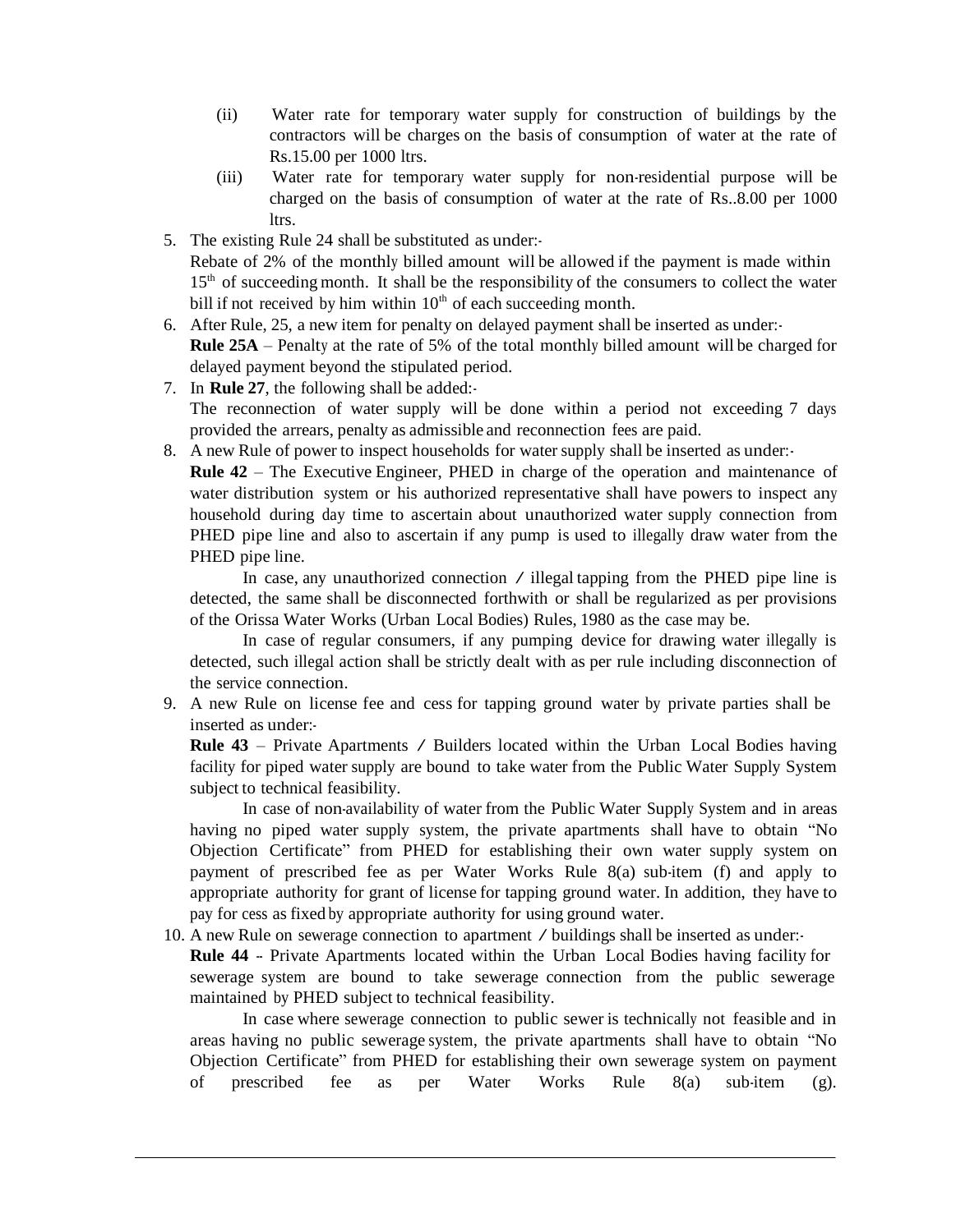(ii) Water rate for temporary water supply for construction of buildings by the contractors will be charges on the basis of consumption of water at the rate of Rs.15.00 per 1000 ltrs.

(iii) Water rate for temporary water supply for non-residential purpose will be charged on the basis of consumption of water at the rate of Rs..8.00 per 1000 ltrs.

5. The existing Rule 24 shall be substituted as under:-
   Rebate of 2% of the monthly billed amount will be allowed if the payment is made within 15th of succeeding month. It shall be the responsibility of the consumers to collect the water bill if not received by him within 10th of each succeeding month.

6. After Rule, 25, a new item for penalty on delayed payment shall be inserted as under:-
   **Rule 25A** – Penalty at the rate of 5% of the total monthly billed amount will be charged for delayed payment beyond the stipulated period.

7. In **Rule 27**, the following shall be added:-
   The reconnection of water supply will be done within a period not exceeding 7 days provided the arrears, penalty as admissible and reconnection fees are paid.

8. A new Rule of power to inspect households for water supply shall be inserted as under:-
   **Rule 42** – The Executive Engineer, PHED in charge of the operation and maintenance of water distribution system or his authorized representative shall have powers to inspect any household during day time to ascertain about unauthorized water supply connection from PHED pipe line and also to ascertain if any pump is used to illegally draw water from the PHED pipe line.

   In case, any unauthorized connection / illegal tapping from the PHED pipe line is detected, the same shall be disconnected forthwith or shall be regularized as per provisions of the Orissa Water Works (Urban Local Bodies) Rules, 1980 as the case may be.

   In case of regular consumers, if any pumping device for drawing water illegally is detected, such illegal action shall be strictly dealt with as per rule including disconnection of the service connection.

9. A new Rule on license fee and cess for tapping ground water by private parties shall be inserted as under:-
   **Rule 43** – Private Apartments / Builders located within the Urban Local Bodies having facility for piped water supply are bound to take water from the Public Water Supply System subject to technical feasibility.

   In case of non-availability of water from the Public Water Supply System and in areas having no piped water supply system, the private apartments shall have to obtain "No Objection Certificate" from PHED for establishing their own water supply system on payment of prescribed fee as per Water Works Rule 8(a) sub-item (f) and apply to appropriate authority for grant of license for tapping ground water. In addition, they have to pay for cess as fixed by appropriate authority for using ground water.

10. A new Rule on sewerage connection to apartment / buildings shall be inserted as under:-
    **Rule 44** - Private Apartments located within the Urban Local Bodies having facility for sewerage system are bound to take sewerage connection from the public sewerage maintained by PHED subject to technical feasibility.

    In case where sewerage connection to public sewer is technically not feasible and in areas having no public sewerage system, the private apartments shall have to obtain "No Objection Certificate" from PHED for establishing their own sewerage system on payment of prescribed fee as per Water Works Rule 8(a) sub-item (g).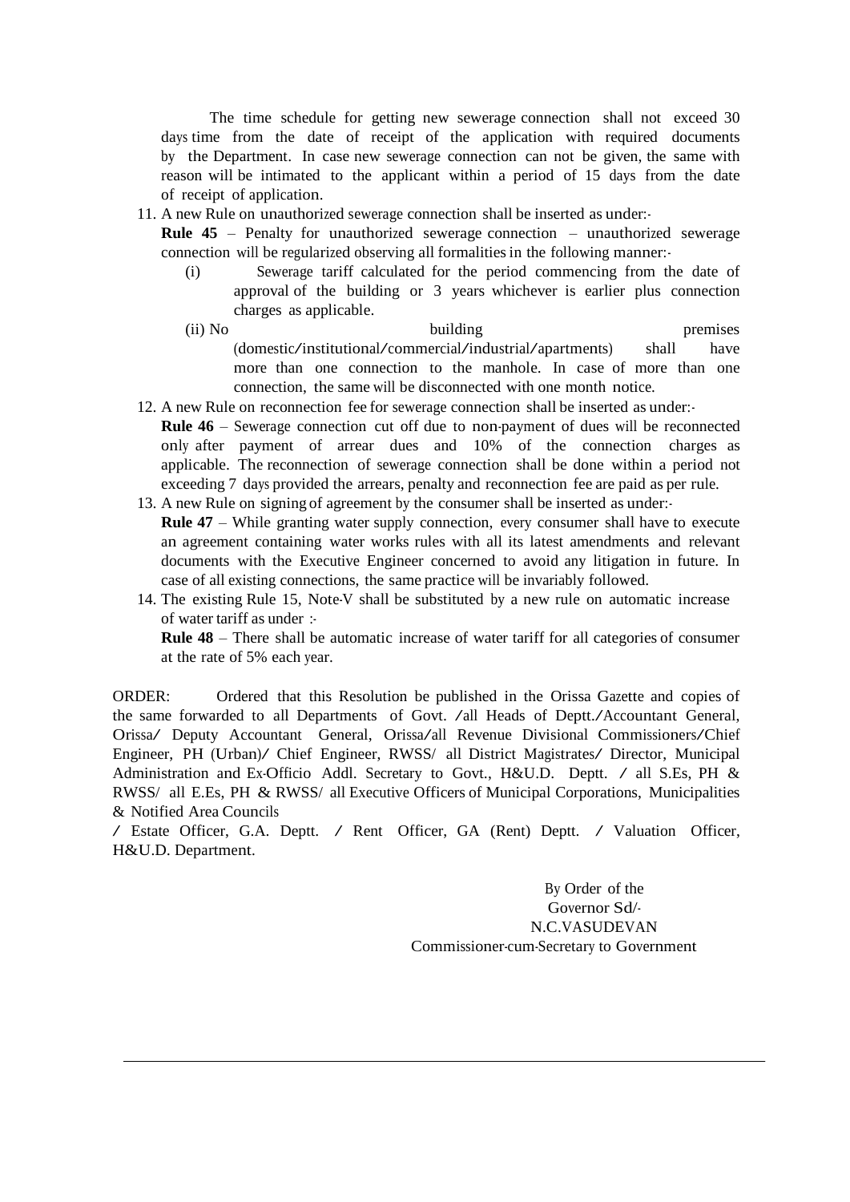The time schedule for getting new sewerage connection shall not exceed 30 days time from the date of receipt of the application with required documents by the Department. In case new sewerage connection can not be given, the same with reason will be intimated to the applicant within a period of 15 days from the date of receipt of application.

11. A new Rule on unauthorized sewerage connection shall be inserted as under:-

    **Rule 45** – Penalty for unauthorized sewerage connection – unauthorized sewerage connection will be regularized observing all formalities in the following manner:-

    (i) Sewerage tariff calculated for the period commencing from the date of approval of the building or 3 years whichever is earlier plus connection charges as applicable.

    (ii) No building premises (domestic/institutional/commercial/industrial/apartments) shall have more than one connection to the manhole. In case of more than one connection, the same will be disconnected with one month notice.

12. A new Rule on reconnection fee for sewerage connection shall be inserted as under:-

    **Rule 46** – Sewerage connection cut off due to non-payment of dues will be reconnected only after payment of arrear dues and 10% of the connection charges as applicable. The reconnection of sewerage connection shall be done within a period not exceeding 7 days provided the arrears, penalty and reconnection fee are paid as per rule.

13. A new Rule on signing of agreement by the consumer shall be inserted as under:-

    **Rule 47** – While granting water supply connection, every consumer shall have to execute an agreement containing water works rules with all its latest amendments and relevant documents with the Executive Engineer concerned to avoid any litigation in future. In case of all existing connections, the same practice will be invariably followed.

14. The existing Rule 15, Note-V shall be substituted by a new rule on automatic increase of water tariff as under :-

    **Rule 48** – There shall be automatic increase of water tariff for all categories of consumer at the rate of 5% each year.

ORDER: Ordered that this Resolution be published in the Orissa Gazette and copies of the same forwarded to all Departments of Govt. /all Heads of Deptt./Accountant General, Orissa/ Deputy Accountant General, Orissa/all Revenue Divisional Commissioners/Chief Engineer, PH (Urban)/ Chief Engineer, RWSS/ all District Magistrates/ Director, Municipal Administration and Ex-Officio Addl. Secretary to Govt., H&U.D. Deptt. / all S.Es, PH & RWSS/ all E.Es, PH & RWSS/ all Executive Officers of Municipal Corporations, Municipalities & Notified Area Councils / Estate Officer, G.A. Deptt. / Rent Officer, GA (Rent) Deptt. / Valuation Officer, H&U.D. Department.

By Order of the
Governor Sd/-
N.C.VASUDEVAN
Commissioner-cum-Secretary to Government